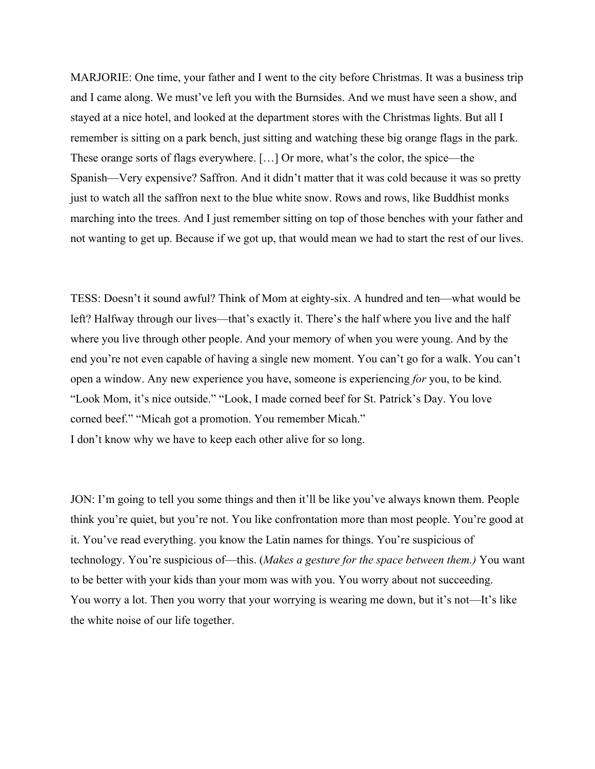MARJORIE: One time, your father and I went to the city before Christmas. It was a business trip and I came along. We must've left you with the Burnsides. And we must have seen a show, and stayed at a nice hotel, and looked at the department stores with the Christmas lights. But all I remember is sitting on a park bench, just sitting and watching these big orange flags in the park. These orange sorts of flags everywhere. […] Or more, what's the color, the spice—the Spanish—Very expensive? Saffron. And it didn't matter that it was cold because it was so pretty just to watch all the saffron next to the blue white snow. Rows and rows, like Buddhist monks marching into the trees. And I just remember sitting on top of those benches with your father and not wanting to get up. Because if we got up, that would mean we had to start the rest of our lives.

TESS: Doesn't it sound awful? Think of Mom at eighty-six. A hundred and ten—what would be left? Halfway through our lives—that's exactly it. There's the half where you live and the half where you live through other people. And your memory of when you were young. And by the end you're not even capable of having a single new moment. You can't go for a walk. You can't open a window. Any new experience you have, someone is experiencing *for* you, to be kind. "Look Mom, it's nice outside." "Look, I made corned beef for St. Patrick's Day. You love corned beef." "Micah got a promotion. You remember Micah."
I don't know why we have to keep each other alive for so long.

JON: I'm going to tell you some things and then it'll be like you've always known them. People think you're quiet, but you're not. You like confrontation more than most people. You're good at it. You've read everything. you know the Latin names for things. You're suspicious of technology. You're suspicious of—this. (*Makes a gesture for the space between them.)* You want to be better with your kids than your mom was with you. You worry about not succeeding. You worry a lot. Then you worry that your worrying is wearing me down, but it's not—It's like the white noise of our life together.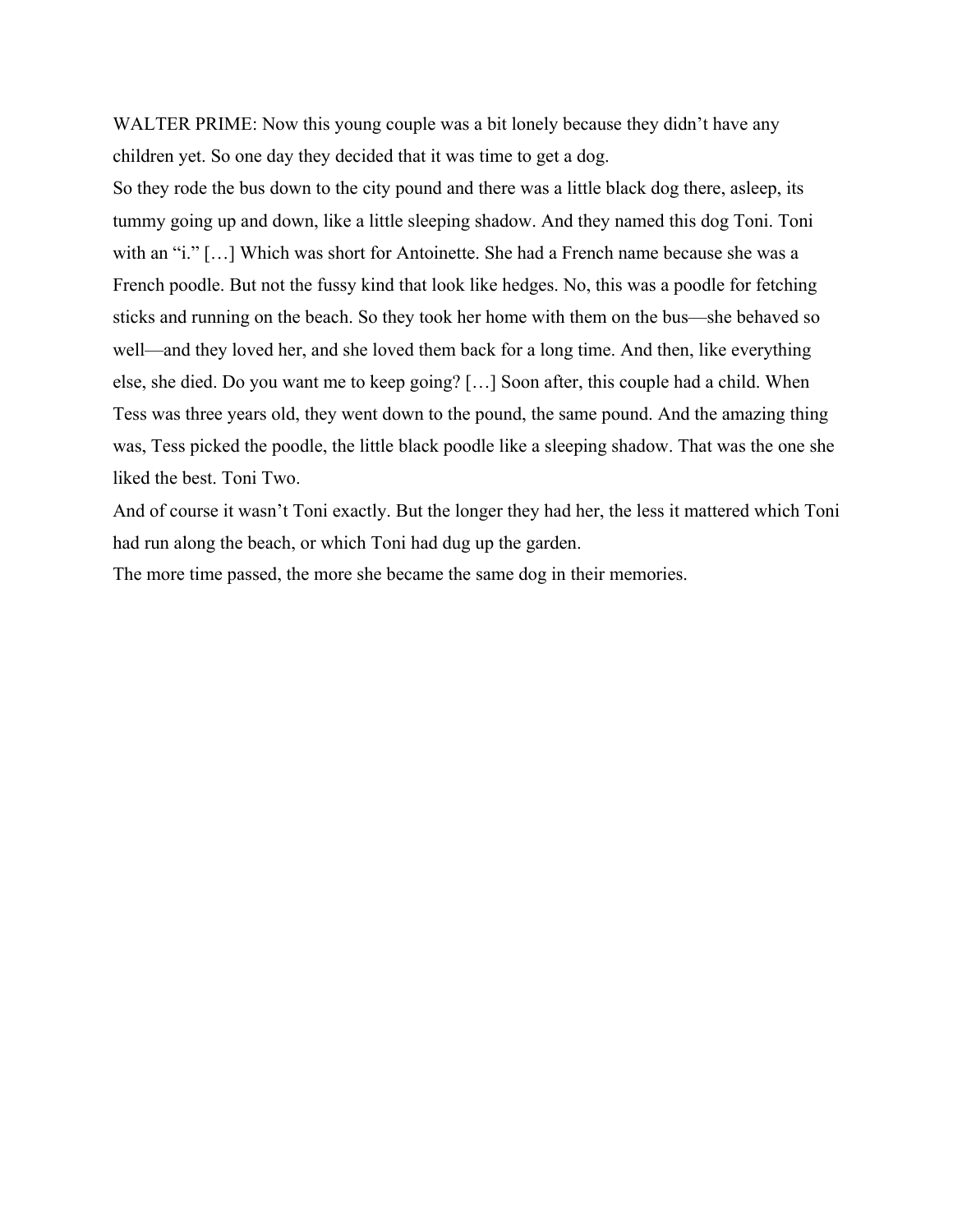WALTER PRIME: Now this young couple was a bit lonely because they didn't have any children yet. So one day they decided that it was time to get a dog.

So they rode the bus down to the city pound and there was a little black dog there, asleep, its tummy going up and down, like a little sleeping shadow. And they named this dog Toni. Toni with an "i." […] Which was short for Antoinette. She had a French name because she was a French poodle. But not the fussy kind that look like hedges. No, this was a poodle for fetching sticks and running on the beach. So they took her home with them on the bus—she behaved so well—and they loved her, and she loved them back for a long time. And then, like everything else, she died. Do you want me to keep going? […] Soon after, this couple had a child. When Tess was three years old, they went down to the pound, the same pound. And the amazing thing was, Tess picked the poodle, the little black poodle like a sleeping shadow. That was the one she liked the best. Toni Two.

And of course it wasn't Toni exactly. But the longer they had her, the less it mattered which Toni had run along the beach, or which Toni had dug up the garden.

The more time passed, the more she became the same dog in their memories.